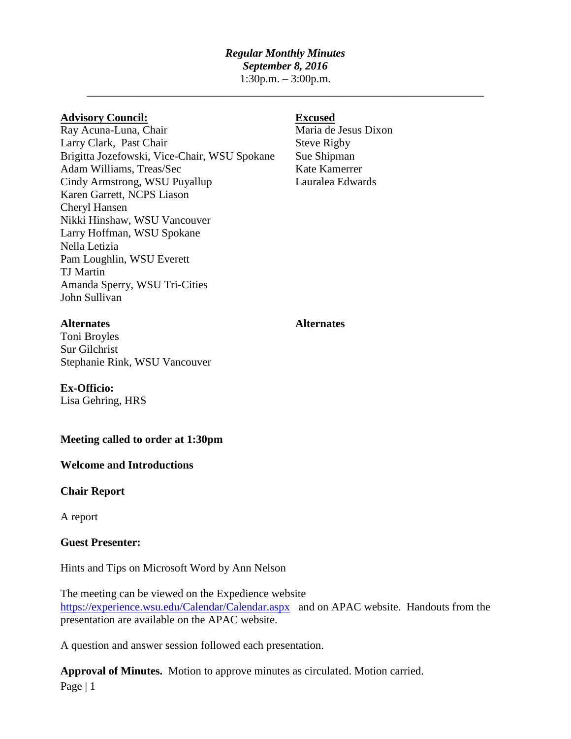***Regular Monthly Minutes***
***September 8, 2016***
1:30p.m. – 3:00p.m.

---

**Advisory Council:**

Ray Acuna-Luna, Chair
Larry Clark, Past Chair
Brigitta Jozefowski, Vice-Chair, WSU Spokane
Adam Williams, Treas/Sec
Cindy Armstrong, WSU Puyallup
Karen Garrett, NCPS Liason
Cheryl Hansen
Nikki Hinshaw, WSU Vancouver
Larry Hoffman, WSU Spokane
Nella Letizia
Pam Loughlin, WSU Everett
TJ Martin
Amanda Sperry, WSU Tri-Cities
John Sullivan

**Excused**

Maria de Jesus Dixon
Steve Rigby
Sue Shipman
Kate Kamerrer
Lauralea Edwards

**Alternates**

Toni Broyles
Sur Gilchrist
Stephanie Rink, WSU Vancouver

**Alternates**

**Ex-Officio:**

Lisa Gehring, HRS

**Meeting called to order at 1:30pm**

**Welcome and Introductions**

**Chair Report**

A report

**Guest Presenter:**

Hints and Tips on Microsoft Word by Ann Nelson

The meeting can be viewed on the Expedience website https://experience.wsu.edu/Calendar/Calendar.aspx and on APAC website. Handouts from the presentation are available on the APAC website.

A question and answer session followed each presentation.

**Approval of Minutes.** Motion to approve minutes as circulated. Motion carried.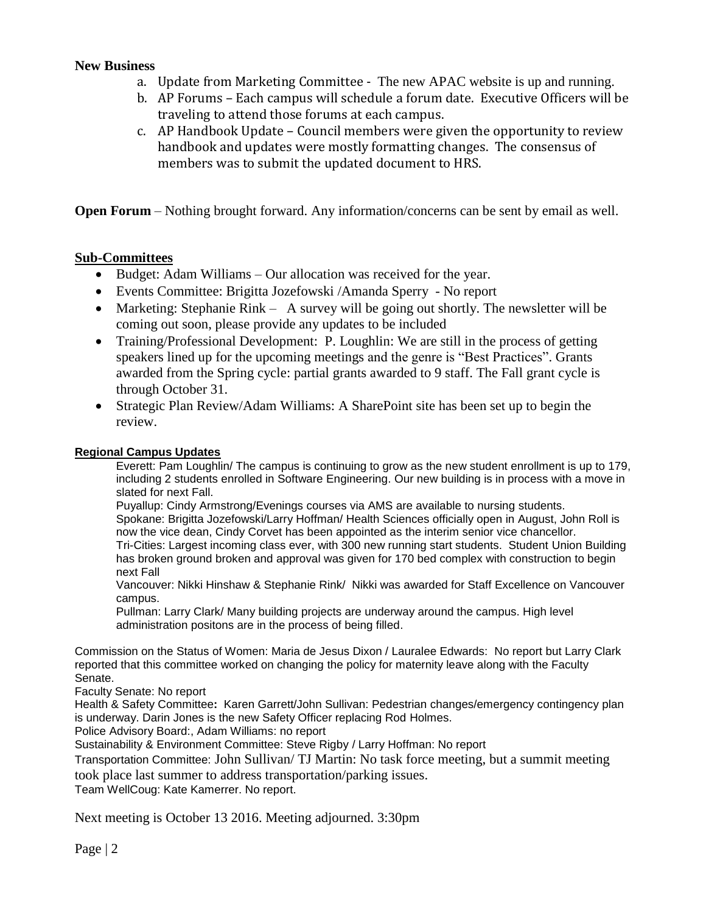**New Business**

a. Update from Marketing Committee - The new APAC website is up and running.
b. AP Forums – Each campus will schedule a forum date. Executive Officers will be traveling to attend those forums at each campus.
c. AP Handbook Update – Council members were given the opportunity to review handbook and updates were mostly formatting changes. The consensus of members was to submit the updated document to HRS.

**Open Forum** – Nothing brought forward. Any information/concerns can be sent by email as well.

**Sub-Committees**

- Budget: Adam Williams – Our allocation was received for the year.
- Events Committee: Brigitta Jozefowski /Amanda Sperry - No report
- Marketing: Stephanie Rink – A survey will be going out shortly. The newsletter will be coming out soon, please provide any updates to be included
- Training/Professional Development: P. Loughlin: We are still in the process of getting speakers lined up for the upcoming meetings and the genre is "Best Practices". Grants awarded from the Spring cycle: partial grants awarded to 9 staff. The Fall grant cycle is through October 31.
- Strategic Plan Review/Adam Williams: A SharePoint site has been set up to begin the review.

**Regional Campus Updates**

Everett: Pam Loughlin/ The campus is continuing to grow as the new student enrollment is up to 179, including 2 students enrolled in Software Engineering. Our new building is in process with a move in slated for next Fall.

Puyallup: Cindy Armstrong/Evenings courses via AMS are available to nursing students.

Spokane: Brigitta Jozefowski/Larry Hoffman/ Health Sciences officially open in August, John Roll is now the vice dean, Cindy Corvet has been appointed as the interim senior vice chancellor.

Tri-Cities: Largest incoming class ever, with 300 new running start students. Student Union Building has broken ground broken and approval was given for 170 bed complex with construction to begin next Fall

Vancouver: Nikki Hinshaw & Stephanie Rink/ Nikki was awarded for Staff Excellence on Vancouver campus.

Pullman: Larry Clark/ Many building projects are underway around the campus. High level administration positons are in the process of being filled.

Commission on the Status of Women: Maria de Jesus Dixon / Lauralee Edwards: No report but Larry Clark reported that this committee worked on changing the policy for maternity leave along with the Faculty Senate.

Faculty Senate: No report

Health & Safety Committee**:** Karen Garrett/John Sullivan: Pedestrian changes/emergency contingency plan is underway. Darin Jones is the new Safety Officer replacing Rod Holmes.

Police Advisory Board:, Adam Williams: no report

Sustainability & Environment Committee: Steve Rigby / Larry Hoffman: No report

Transportation Committee: John Sullivan/ TJ Martin: No task force meeting, but a summit meeting took place last summer to address transportation/parking issues.

Team WellCoug: Kate Kamerrer. No report.

Next meeting is October 13 2016. Meeting adjourned. 3:30pm